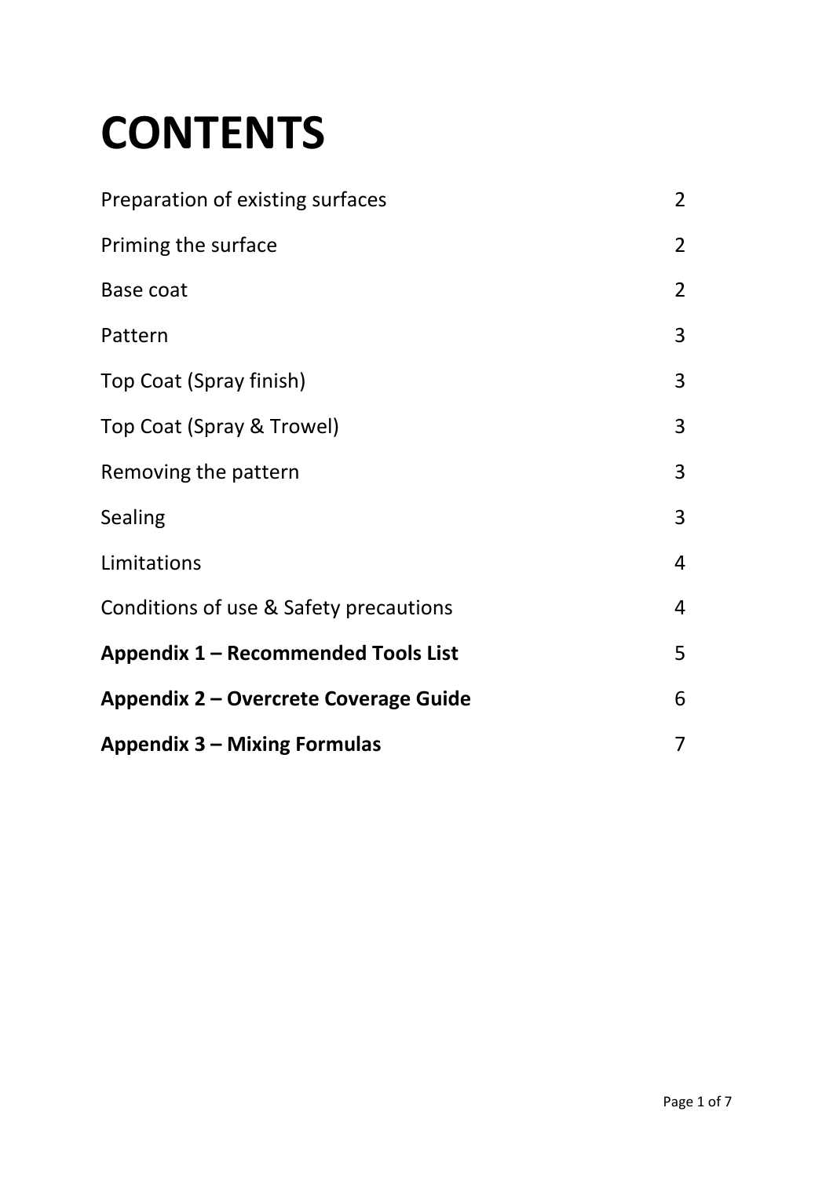# CONTENTS

| | |
|---|---|
| Preparation of existing surfaces | 2 |
| Priming the surface | 2 |
| Base coat | 2 |
| Pattern | 3 |
| Top Coat (Spray finish) | 3 |
| Top Coat (Spray & Trowel) | 3 |
| Removing the pattern | 3 |
| Sealing | 3 |
| Limitations | 4 |
| Conditions of use & Safety precautions | 4 |
| **Appendix 1 – Recommended Tools List** | 5 |
| **Appendix 2 – Overcrete Coverage Guide** | 6 |
| **Appendix 3 – Mixing Formulas** | 7 |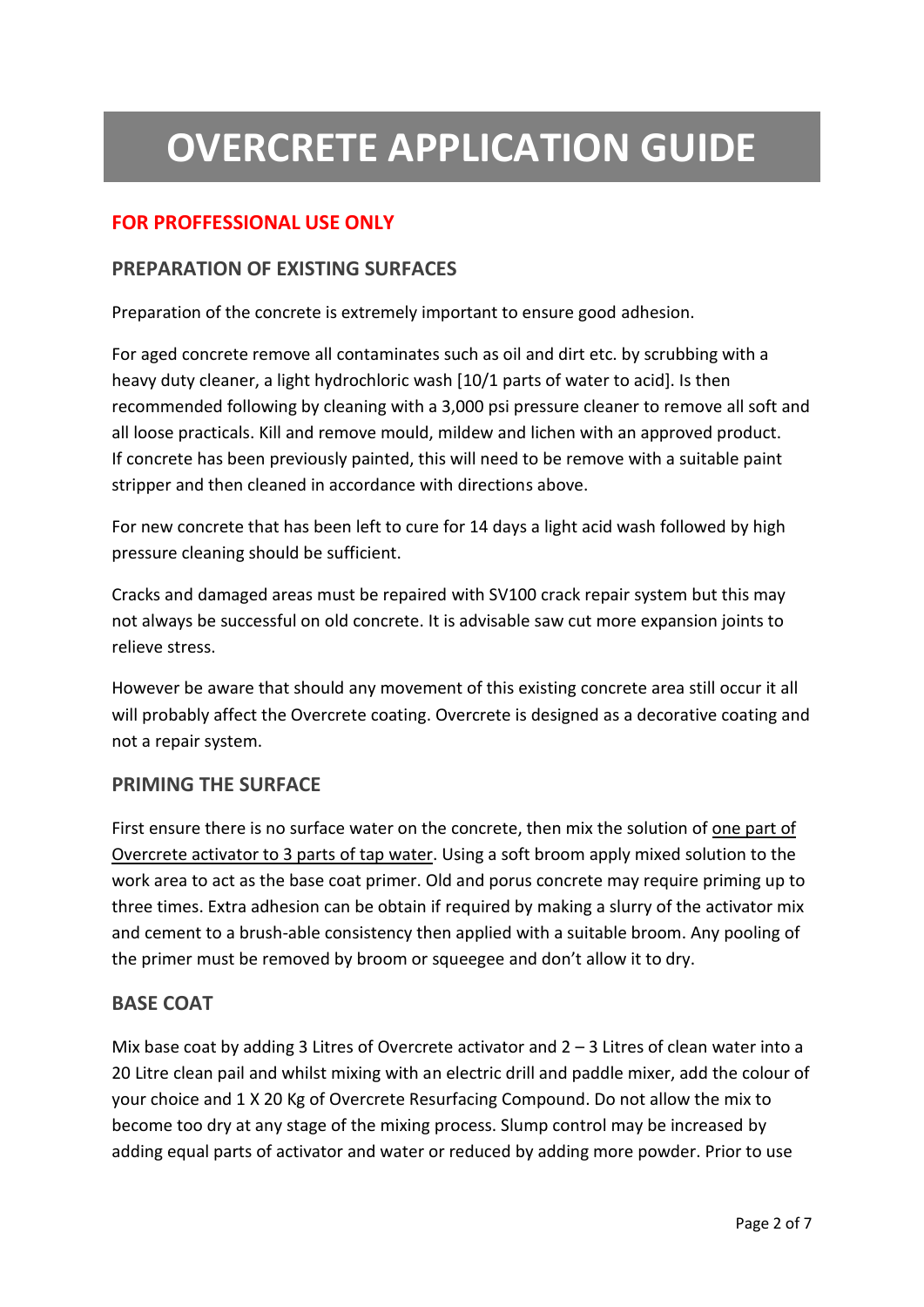# OVERCRETE APPLICATION GUIDE

## FOR PROFFESSIONAL USE ONLY

### PREPARATION OF EXISTING SURFACES

Preparation of the concrete is extremely important to ensure good adhesion.

For aged concrete remove all contaminates such as oil and dirt etc. by scrubbing with a heavy duty cleaner, a light hydrochloric wash [10/1 parts of water to acid]. Is then recommended following by cleaning with a 3,000 psi pressure cleaner to remove all soft and all loose practicals. Kill and remove mould, mildew and lichen with an approved product. If concrete has been previously painted, this will need to be remove with a suitable paint stripper and then cleaned in accordance with directions above.

For new concrete that has been left to cure for 14 days a light acid wash followed by high pressure cleaning should be sufficient.

Cracks and damaged areas must be repaired with SV100 crack repair system but this may not always be successful on old concrete. It is advisable saw cut more expansion joints to relieve stress.

However be aware that should any movement of this existing concrete area still occur it all will probably affect the Overcrete coating. Overcrete is designed as a decorative coating and not a repair system.

### PRIMING THE SURFACE

First ensure there is no surface water on the concrete, then mix the solution of <u>one part of Overcrete activator to 3 parts of tap water</u>. Using a soft broom apply mixed solution to the work area to act as the base coat primer. Old and porus concrete may require priming up to three times. Extra adhesion can be obtain if required by making a slurry of the activator mix and cement to a brush-able consistency then applied with a suitable broom. Any pooling of the primer must be removed by broom or squeegee and don't allow it to dry.

### BASE COAT

Mix base coat by adding 3 Litres of Overcrete activator and 2 – 3 Litres of clean water into a 20 Litre clean pail and whilst mixing with an electric drill and paddle mixer, add the colour of your choice and 1 X 20 Kg of Overcrete Resurfacing Compound. Do not allow the mix to become too dry at any stage of the mixing process. Slump control may be increased by adding equal parts of activator and water or reduced by adding more powder. Prior to use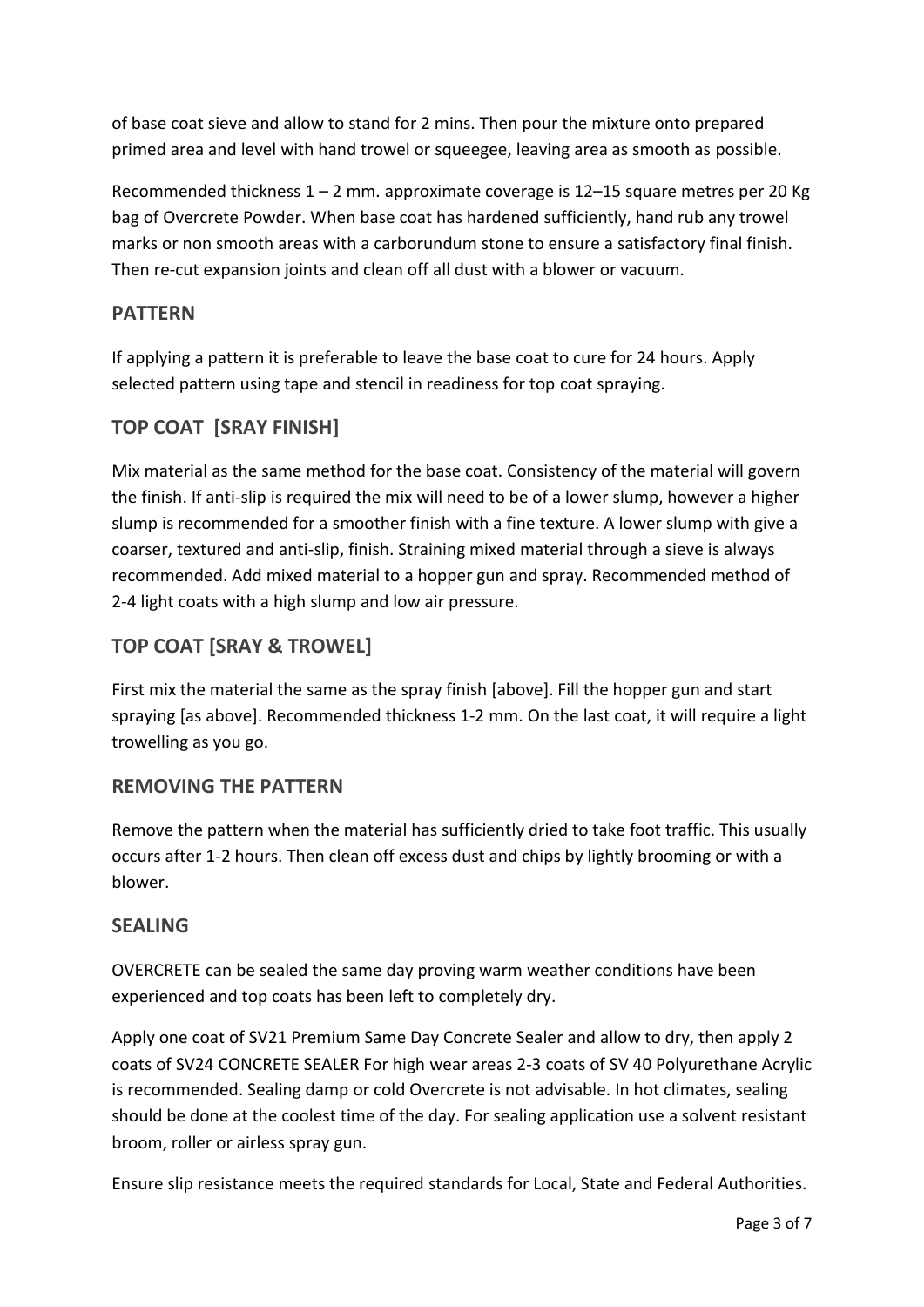of base coat sieve and allow to stand for 2 mins. Then pour the mixture onto prepared primed area and level with hand trowel or squeegee, leaving area as smooth as possible.

Recommended thickness 1 – 2 mm. approximate coverage is 12–15 square metres per 20 Kg bag of Overcrete Powder. When base coat has hardened sufficiently, hand rub any trowel marks or non smooth areas with a carborundum stone to ensure a satisfactory final finish. Then re-cut expansion joints and clean off all dust with a blower or vacuum.

## PATTERN

If applying a pattern it is preferable to leave the base coat to cure for 24 hours. Apply selected pattern using tape and stencil in readiness for top coat spraying.

## TOP COAT [SRAY FINISH]

Mix material as the same method for the base coat. Consistency of the material will govern the finish. If anti-slip is required the mix will need to be of a lower slump, however a higher slump is recommended for a smoother finish with a fine texture. A lower slump with give a coarser, textured and anti-slip, finish. Straining mixed material through a sieve is always recommended. Add mixed material to a hopper gun and spray. Recommended method of 2-4 light coats with a high slump and low air pressure.

## TOP COAT [SRAY & TROWEL]

First mix the material the same as the spray finish [above]. Fill the hopper gun and start spraying [as above]. Recommended thickness 1-2 mm. On the last coat, it will require a light trowelling as you go.

## REMOVING THE PATTERN

Remove the pattern when the material has sufficiently dried to take foot traffic. This usually occurs after 1-2 hours. Then clean off excess dust and chips by lightly brooming or with a blower.

## SEALING

OVERCRETE can be sealed the same day proving warm weather conditions have been experienced and top coats has been left to completely dry.

Apply one coat of SV21 Premium Same Day Concrete Sealer and allow to dry, then apply 2 coats of SV24 CONCRETE SEALER For high wear areas 2-3 coats of SV 40 Polyurethane Acrylic is recommended. Sealing damp or cold Overcrete is not advisable. In hot climates, sealing should be done at the coolest time of the day. For sealing application use a solvent resistant broom, roller or airless spray gun.

Ensure slip resistance meets the required standards for Local, State and Federal Authorities.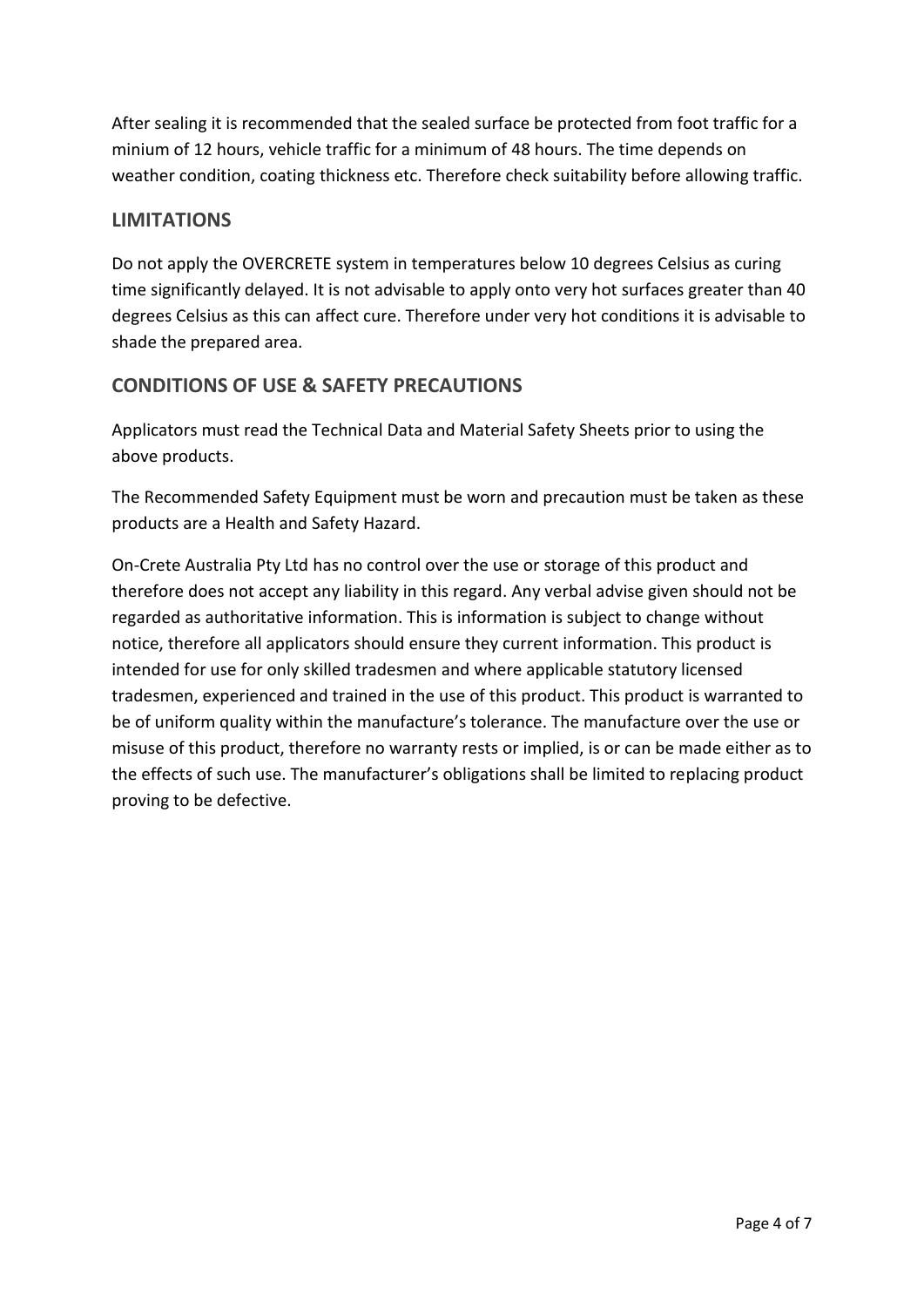After sealing it is recommended that the sealed surface be protected from foot traffic for a minium of 12 hours, vehicle traffic for a minimum of 48 hours. The time depends on weather condition, coating thickness etc. Therefore check suitability before allowing traffic.

## LIMITATIONS

Do not apply the OVERCRETE system in temperatures below 10 degrees Celsius as curing time significantly delayed. It is not advisable to apply onto very hot surfaces greater than 40 degrees Celsius as this can affect cure. Therefore under very hot conditions it is advisable to shade the prepared area.

## CONDITIONS OF USE & SAFETY PRECAUTIONS

Applicators must read the Technical Data and Material Safety Sheets prior to using the above products.

The Recommended Safety Equipment must be worn and precaution must be taken as these products are a Health and Safety Hazard.

On-Crete Australia Pty Ltd has no control over the use or storage of this product and therefore does not accept any liability in this regard. Any verbal advise given should not be regarded as authoritative information. This is information is subject to change without notice, therefore all applicators should ensure they current information. This product is intended for use for only skilled tradesmen and where applicable statutory licensed tradesmen, experienced and trained in the use of this product. This product is warranted to be of uniform quality within the manufacture's tolerance. The manufacture over the use or misuse of this product, therefore no warranty rests or implied, is or can be made either as to the effects of such use. The manufacturer's obligations shall be limited to replacing product proving to be defective.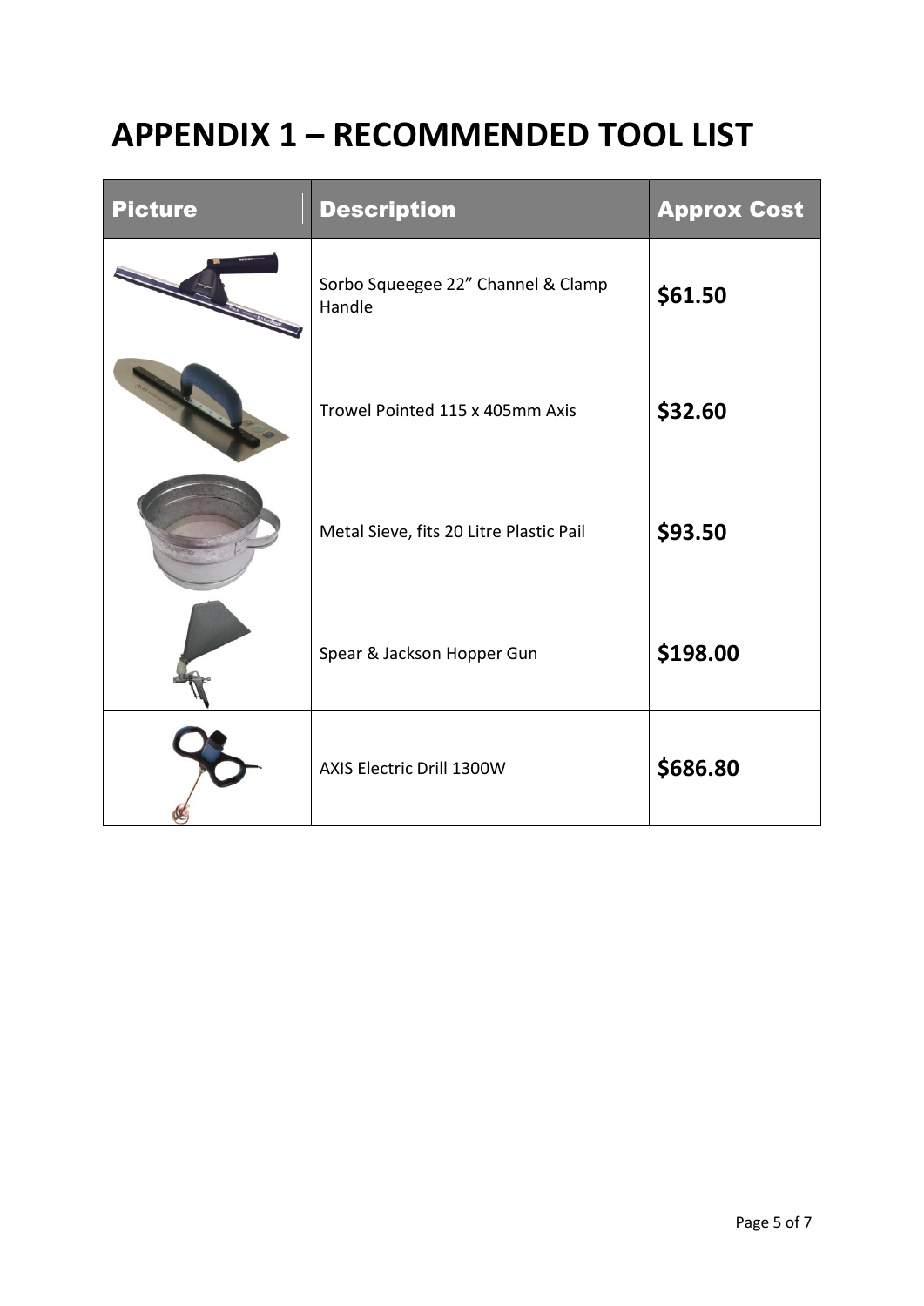# APPENDIX 1 – RECOMMENDED TOOL LIST

| Picture | Description | Approx Cost |
| --- | --- | --- |
| | Sorbo Squeegee 22" Channel & Clamp Handle | **$61.50** |
| | Trowel Pointed 115 x 405mm Axis | **$32.60** |
| | Metal Sieve, fits 20 Litre Plastic Pail | **$93.50** |
| | Spear & Jackson Hopper Gun | **$198.00** |
| | AXIS Electric Drill 1300W | **$686.80** |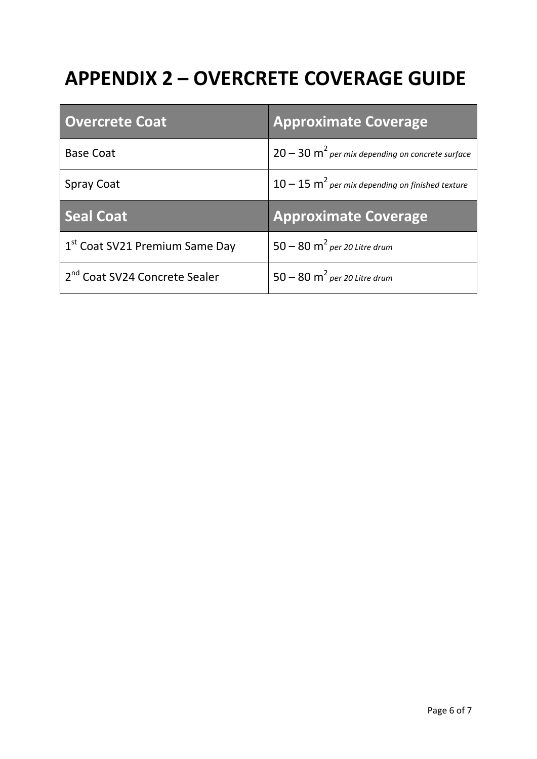# APPENDIX 2 – OVERCRETE COVERAGE GUIDE

| Overcrete Coat | Approximate Coverage |
| --- | --- |
| Base Coat | 20 – 30 $m^2$ *per mix depending on concrete surface* |
| Spray Coat | 10 – 15 $m^2$ *per mix depending on finished texture* |
| **Seal Coat** | **Approximate Coverage** |
| 1st Coat SV21 Premium Same Day | 50 – 80 $m^2$ *per 20 Litre drum* |
| 2nd Coat SV24 Concrete Sealer | 50 – 80 $m^2$ *per 20 Litre drum* |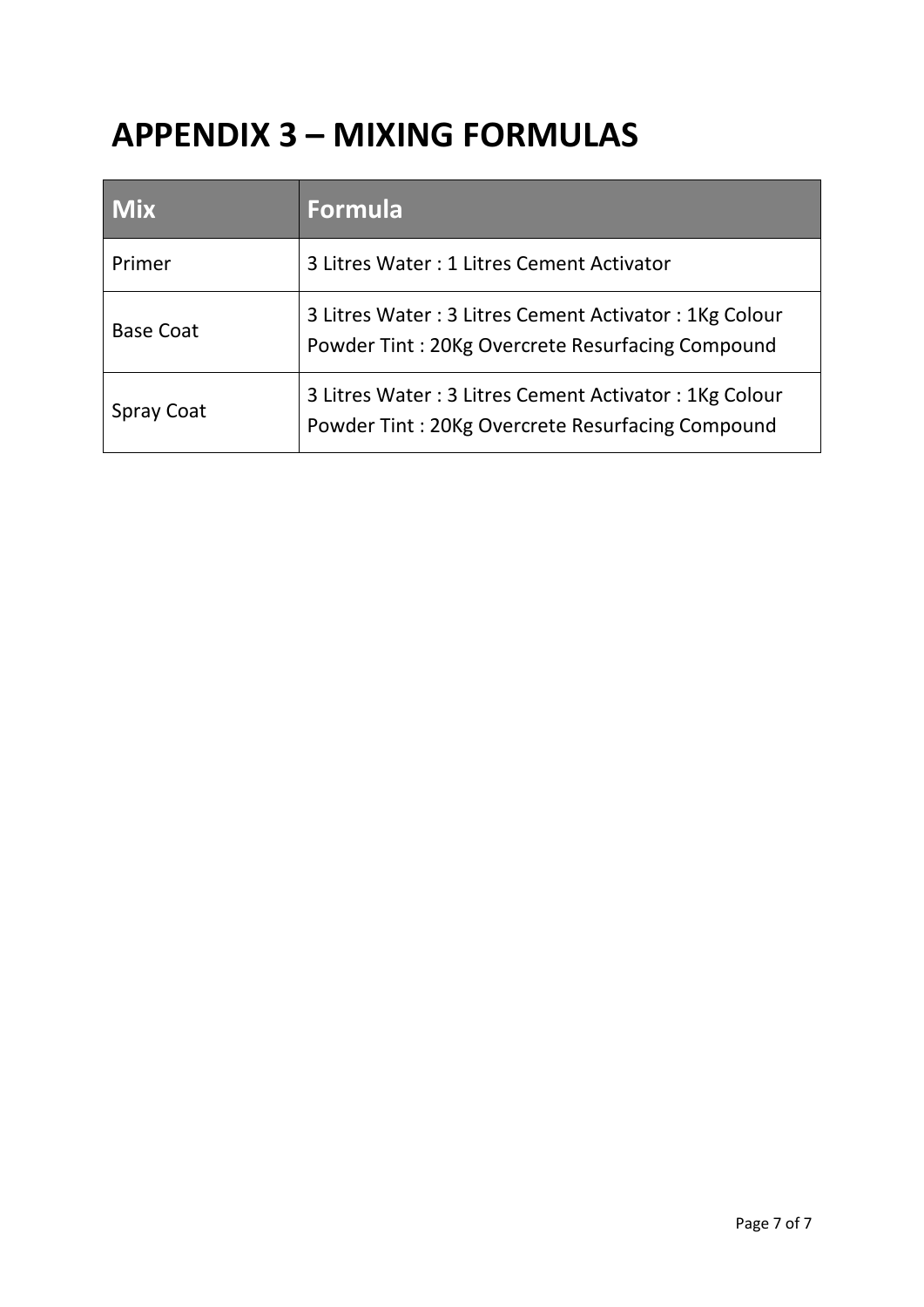# APPENDIX 3 – MIXING FORMULAS

| Mix | Formula |
| --- | --- |
| Primer | 3 Litres Water : 1 Litres Cement Activator |
| Base Coat | 3 Litres Water : 3 Litres Cement Activator : 1Kg Colour Powder Tint : 20Kg Overcrete Resurfacing Compound |
| Spray Coat | 3 Litres Water : 3 Litres Cement Activator : 1Kg Colour Powder Tint : 20Kg Overcrete Resurfacing Compound |